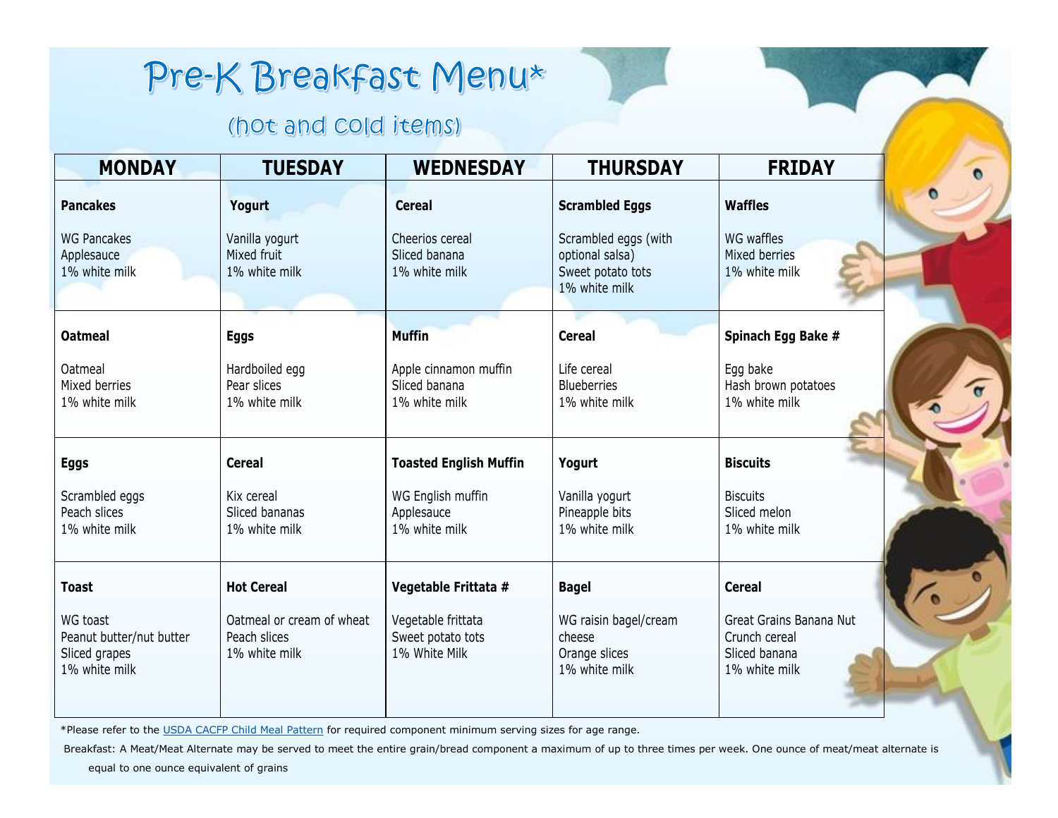# Pre-K Breakfast Menu*

## (hot and cold items)

| MONDAY | TUESDAY | WEDNESDAY | THURSDAY | FRIDAY |
|---|---|---|---|---|
| **Pancakes**<br><br>WG Pancakes<br>Applesauce<br>1% white milk | **Yogurt**<br><br>Vanilla yogurt<br>Mixed fruit<br>1% white milk | **Cereal**<br><br>Cheerios cereal<br>Sliced banana<br>1% white milk | **Scrambled Eggs**<br><br>Scrambled eggs (with optional salsa)<br>Sweet potato tots<br>1% white milk | **Waffles**<br><br>WG waffles<br>Mixed berries<br>1% white milk |
| **Oatmeal**<br><br>Oatmeal<br>Mixed berries<br>1% white milk | **Eggs**<br><br>Hardboiled egg<br>Pear slices<br>1% white milk | **Muffin**<br><br>Apple cinnamon muffin<br>Sliced banana<br>1% white milk | **Cereal**<br><br>Life cereal<br>Blueberries<br>1% white milk | **Spinach Egg Bake #**<br><br>Egg bake<br>Hash brown potatoes<br>1% white milk |
| **Eggs**<br><br>Scrambled eggs<br>Peach slices<br>1% white milk | **Cereal**<br><br>Kix cereal<br>Sliced bananas<br>1% white milk | **Toasted English Muffin**<br><br>WG English muffin<br>Applesauce<br>1% white milk | **Yogurt**<br><br>Vanilla yogurt<br>Pineapple bits<br>1% white milk | **Biscuits**<br><br>Biscuits<br>Sliced melon<br>1% white milk |
| **Toast**<br><br>WG toast<br>Peanut butter/nut butter<br>Sliced grapes<br>1% white milk | **Hot Cereal**<br><br>Oatmeal or cream of wheat<br>Peach slices<br>1% white milk | **Vegetable Frittata #**<br><br>Vegetable frittata<br>Sweet potato tots<br>1% White Milk | **Bagel**<br><br>WG raisin bagel/cream cheese<br>Orange slices<br>1% white milk | **Cereal**<br><br>Great Grains Banana Nut Crunch cereal<br>Sliced banana<br>1% white milk |

*Please refer to the USDA CACFP Child Meal Pattern for required component minimum serving sizes for age range.

Breakfast: A Meat/Meat Alternate may be served to meet the entire grain/bread component a maximum of up to three times per week. One ounce of meat/meat alternate is equal to one ounce equivalent of grains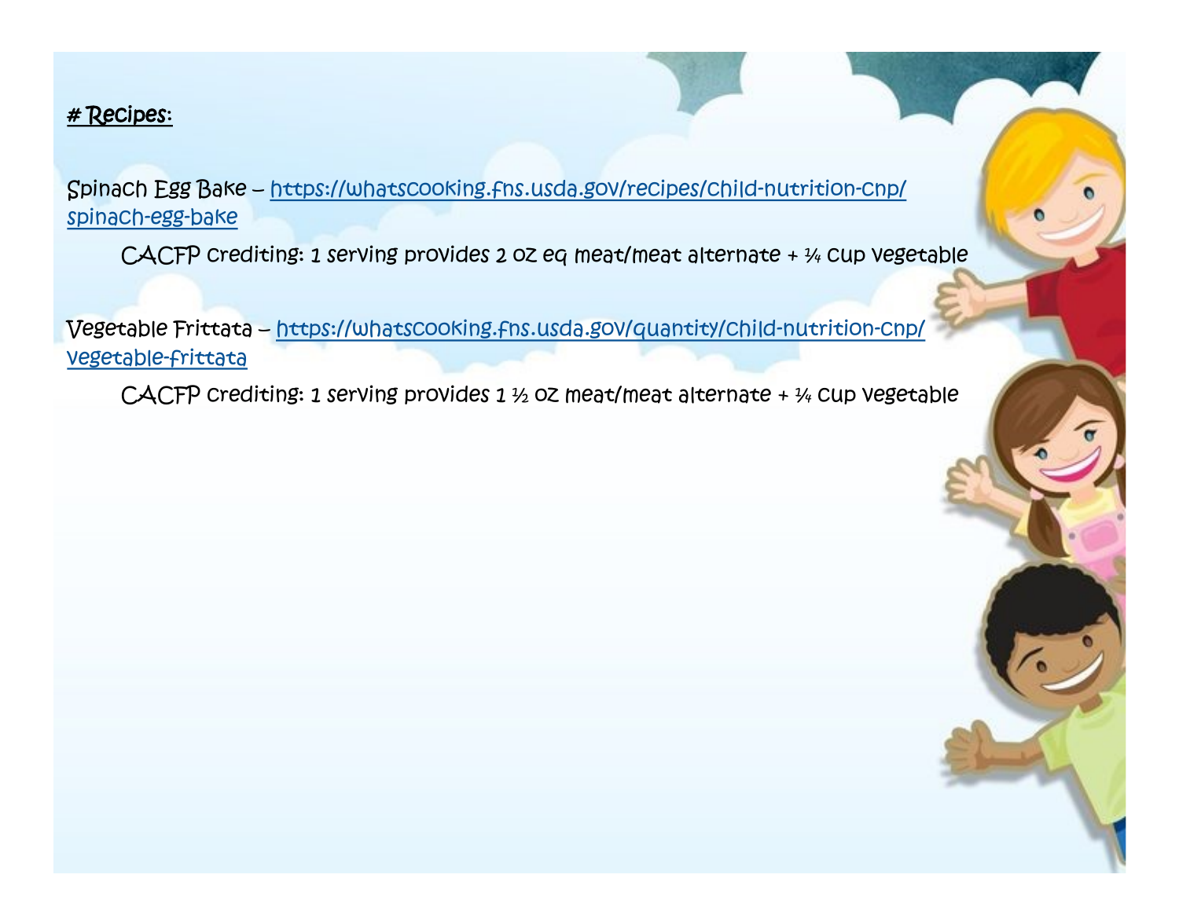# Recipes:

Spinach Egg Bake – [https://whatscooking.fns.usda.gov/recipes/child-nutrition-cnp/spinach-egg-bake](https://whatscooking.fns.usda.gov/recipes/child-nutrition-cnp/spinach-egg-bake)

CACFP crediting: 1 serving provides 2 oz eq meat/meat alternate + ¼ cup vegetable

Vegetable Frittata – [https://whatscooking.fns.usda.gov/quantity/child-nutrition-cnp/vegetable-frittata](https://whatscooking.fns.usda.gov/quantity/child-nutrition-cnp/vegetable-frittata)

CACFP crediting: 1 serving provides 1 ½ oz meat/meat alternate + ¼ cup vegetable